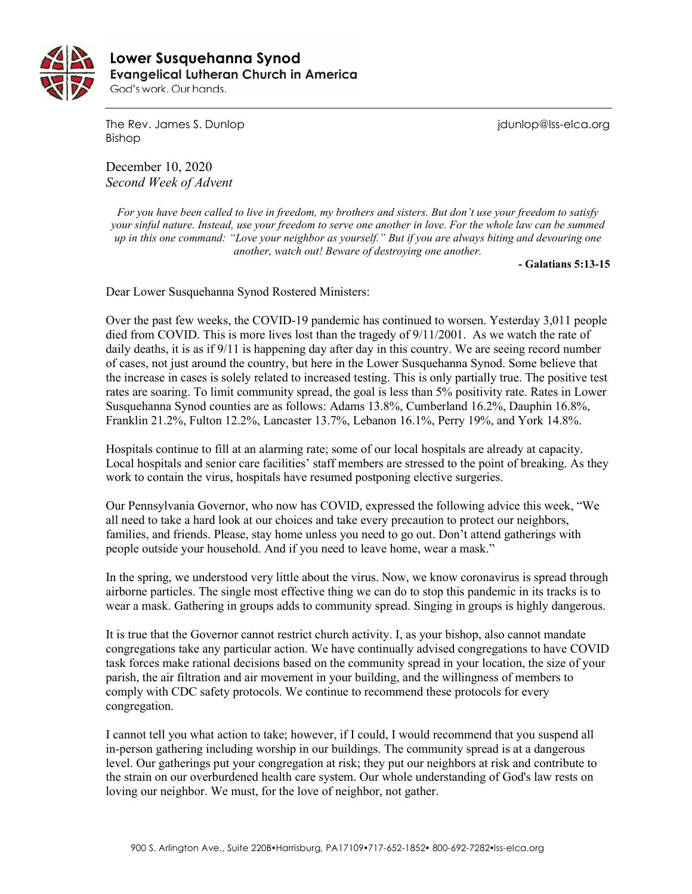# Lower Susquehanna Synod

**Evangelical Lutheran Church in America**

God's work. Our hands.

The Rev. James S. Dunlop
Bishop

jdunlop@lss-elca.org

December 10, 2020
*Second Week of Advent*

*For you have been called to live in freedom, my brothers and sisters. But don't use your freedom to satisfy your sinful nature. Instead, use your freedom to serve one another in love. For the whole law can be summed up in this one command: "Love your neighbor as yourself." But if you are always biting and devouring one another, watch out! Beware of destroying one another.*

**- Galatians 5:13-15**

Dear Lower Susquehanna Synod Rostered Ministers:

Over the past few weeks, the COVID-19 pandemic has continued to worsen. Yesterday 3,011 people died from COVID. This is more lives lost than the tragedy of 9/11/2001. As we watch the rate of daily deaths, it is as if 9/11 is happening day after day in this country. We are seeing record number of cases, not just around the country, but here in the Lower Susquehanna Synod. Some believe that the increase in cases is solely related to increased testing. This is only partially true. The positive test rates are soaring. To limit community spread, the goal is less than 5% positivity rate. Rates in Lower Susquehanna Synod counties are as follows: Adams 13.8%, Cumberland 16.2%, Dauphin 16.8%, Franklin 21.2%, Fulton 12.2%, Lancaster 13.7%, Lebanon 16.1%, Perry 19%, and York 14.8%.

Hospitals continue to fill at an alarming rate; some of our local hospitals are already at capacity. Local hospitals and senior care facilities' staff members are stressed to the point of breaking. As they work to contain the virus, hospitals have resumed postponing elective surgeries.

Our Pennsylvania Governor, who now has COVID, expressed the following advice this week, "We all need to take a hard look at our choices and take every precaution to protect our neighbors, families, and friends. Please, stay home unless you need to go out. Don't attend gatherings with people outside your household. And if you need to leave home, wear a mask."

In the spring, we understood very little about the virus. Now, we know coronavirus is spread through airborne particles. The single most effective thing we can do to stop this pandemic in its tracks is to wear a mask. Gathering in groups adds to community spread. Singing in groups is highly dangerous.

It is true that the Governor cannot restrict church activity. I, as your bishop, also cannot mandate congregations take any particular action. We have continually advised congregations to have COVID task forces make rational decisions based on the community spread in your location, the size of your parish, the air filtration and air movement in your building, and the willingness of members to comply with CDC safety protocols. We continue to recommend these protocols for every congregation.

I cannot tell you what action to take; however, if I could, I would recommend that you suspend all in-person gathering including worship in our buildings. The community spread is at a dangerous level. Our gatherings put your congregation at risk; they put our neighbors at risk and contribute to the strain on our overburdened health care system. Our whole understanding of God's law rests on loving our neighbor. We must, for the love of neighbor, not gather.

900 S. Arlington Ave., Suite 220B•Harrisburg, PA17109•717-652-1852• 800-692-7282•lss-elca.org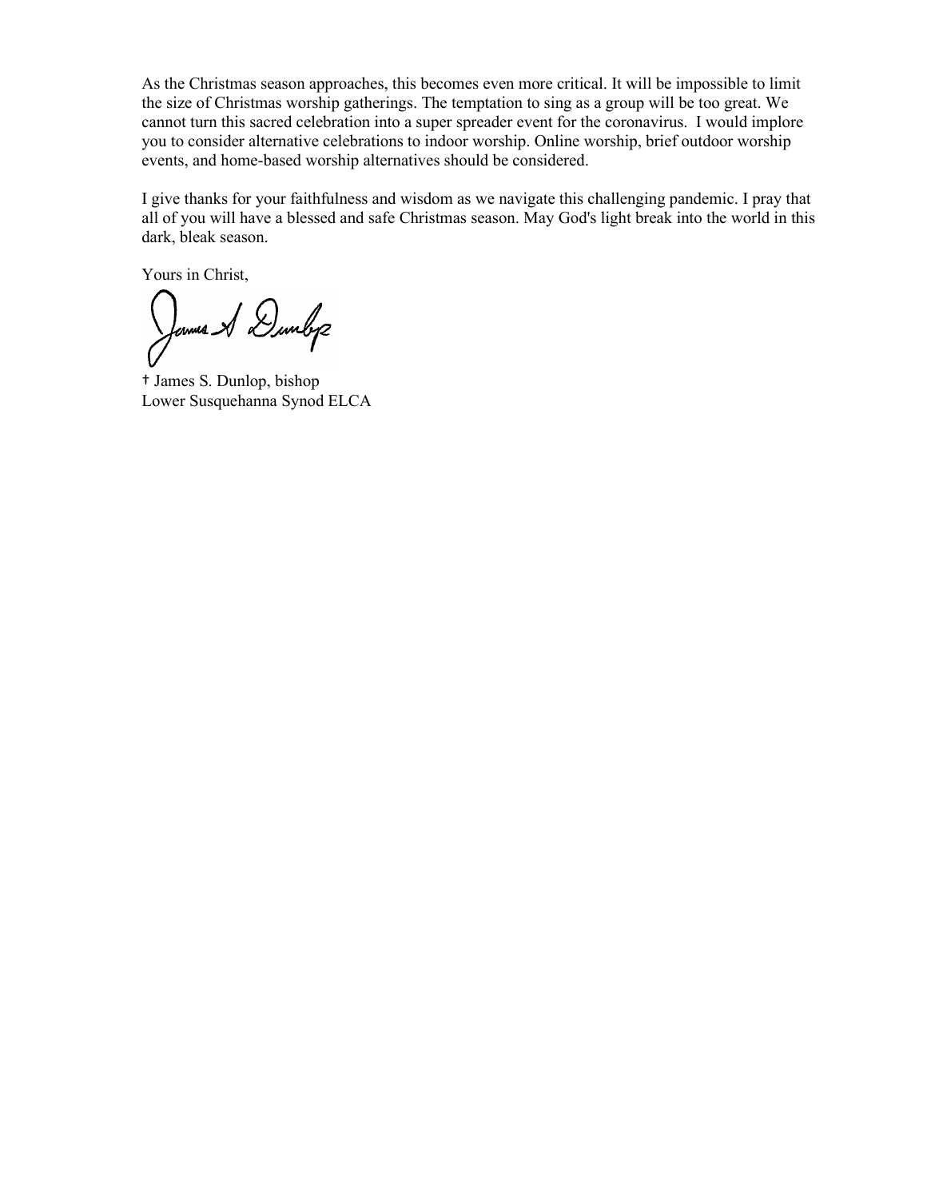As the Christmas season approaches, this becomes even more critical. It will be impossible to limit the size of Christmas worship gatherings. The temptation to sing as a group will be too great. We cannot turn this sacred celebration into a super spreader event for the coronavirus. I would implore you to consider alternative celebrations to indoor worship. Online worship, brief outdoor worship events, and home-based worship alternatives should be considered.

I give thanks for your faithfulness and wisdom as we navigate this challenging pandemic. I pray that all of you will have a blessed and safe Christmas season. May God's light break into the world in this dark, bleak season.

Yours in Christ,

† James S. Dunlop, bishop
Lower Susquehanna Synod ELCA